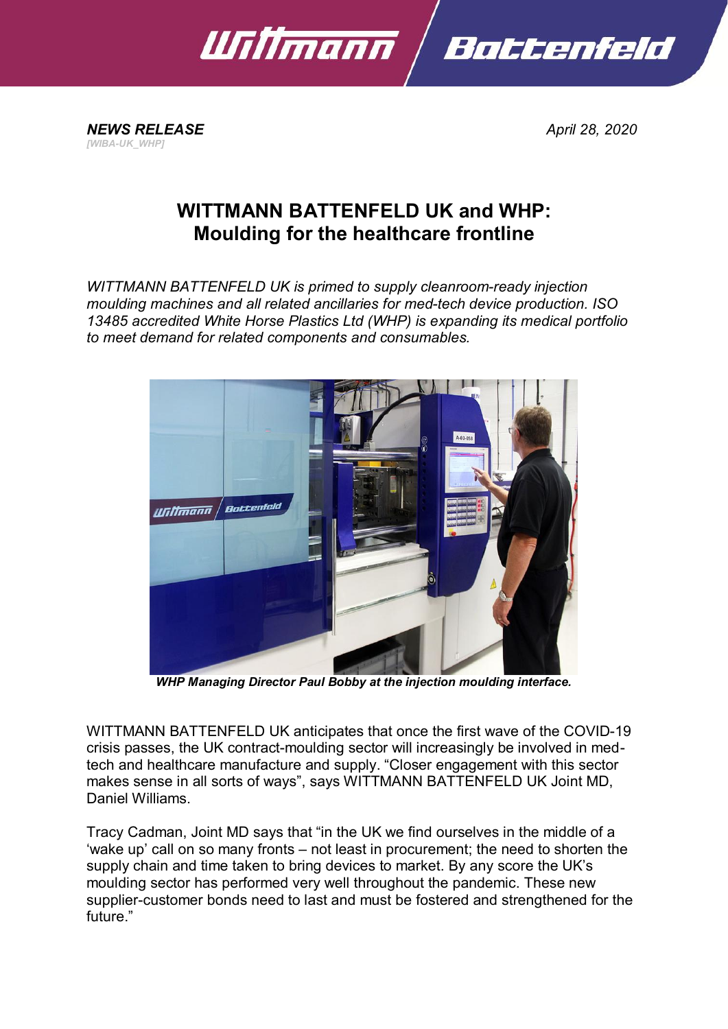**NEWS RELEASE**

*[WIBA-UK_WHP]*

*April 28, 2020*

# WITTMANN BATTENFELD UK and WHP: Moulding for the healthcare frontline

*WITTMANN BATTENFELD UK is primed to supply cleanroom-ready injection moulding machines and all related ancillaries for med-tech device production. ISO 13485 accredited White Horse Plastics Ltd (WHP) is expanding its medical portfolio to meet demand for related components and consumables.*

***WHP Managing Director Paul Bobby at the injection moulding interface.***

WITTMANN BATTENFELD UK anticipates that once the first wave of the COVID-19 crisis passes, the UK contract-moulding sector will increasingly be involved in med-tech and healthcare manufacture and supply. “Closer engagement with this sector makes sense in all sorts of ways”, says WITTMANN BATTENFELD UK Joint MD, Daniel Williams.

Tracy Cadman, Joint MD says that “in the UK we find ourselves in the middle of a ‘wake up’ call on so many fronts – not least in procurement; the need to shorten the supply chain and time taken to bring devices to market. By any score the UK’s moulding sector has performed very well throughout the pandemic. These new supplier-customer bonds need to last and must be fostered and strengthened for the future.”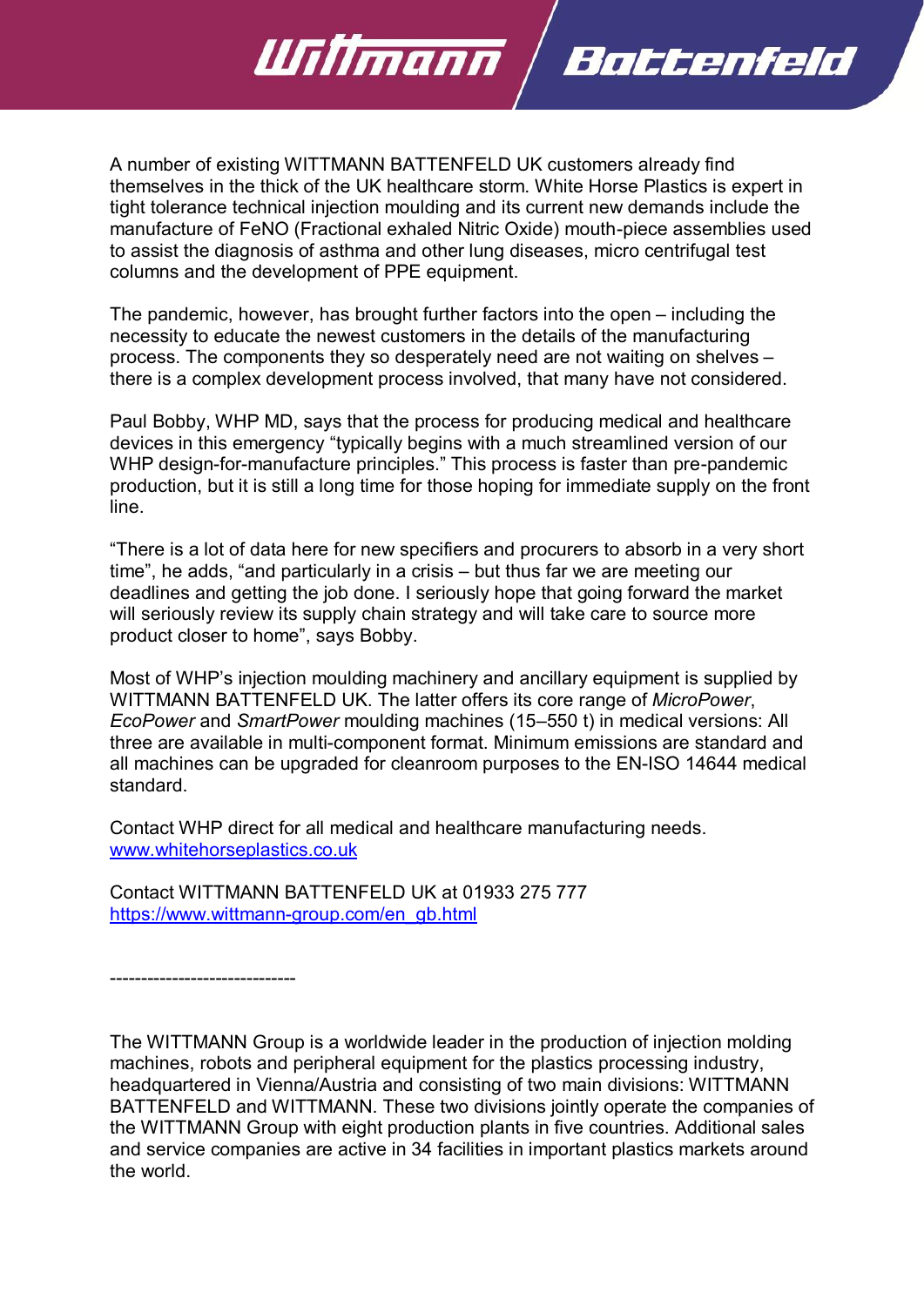A number of existing WITTMANN BATTENFELD UK customers already find themselves in the thick of the UK healthcare storm. White Horse Plastics is expert in tight tolerance technical injection moulding and its current new demands include the manufacture of FeNO (Fractional exhaled Nitric Oxide) mouth-piece assemblies used to assist the diagnosis of asthma and other lung diseases, micro centrifugal test columns and the development of PPE equipment.

The pandemic, however, has brought further factors into the open – including the necessity to educate the newest customers in the details of the manufacturing process. The components they so desperately need are not waiting on shelves – there is a complex development process involved, that many have not considered.

Paul Bobby, WHP MD, says that the process for producing medical and healthcare devices in this emergency "typically begins with a much streamlined version of our WHP design-for-manufacture principles." This process is faster than pre-pandemic production, but it is still a long time for those hoping for immediate supply on the front line.

"There is a lot of data here for new specifiers and procurers to absorb in a very short time", he adds, "and particularly in a crisis – but thus far we are meeting our deadlines and getting the job done. I seriously hope that going forward the market will seriously review its supply chain strategy and will take care to source more product closer to home", says Bobby.

Most of WHP's injection moulding machinery and ancillary equipment is supplied by WITTMANN BATTENFELD UK. The latter offers its core range of *MicroPower*, *EcoPower* and *SmartPower* moulding machines (15–550 t) in medical versions: All three are available in multi-component format. Minimum emissions are standard and all machines can be upgraded for cleanroom purposes to the EN-ISO 14644 medical standard.

Contact WHP direct for all medical and healthcare manufacturing needs.
[www.whitehorseplastics.co.uk](www.whitehorseplastics.co.uk)

Contact WITTMANN BATTENFELD UK at 01933 275 777
[https://www.wittmann-group.com/en_gb.html](https://www.wittmann-group.com/en_gb.html)

------------------------------

The WITTMANN Group is a worldwide leader in the production of injection molding machines, robots and peripheral equipment for the plastics processing industry, headquartered in Vienna/Austria and consisting of two main divisions: WITTMANN BATTENFELD and WITTMANN. These two divisions jointly operate the companies of the WITTMANN Group with eight production plants in five countries. Additional sales and service companies are active in 34 facilities in important plastics markets around the world.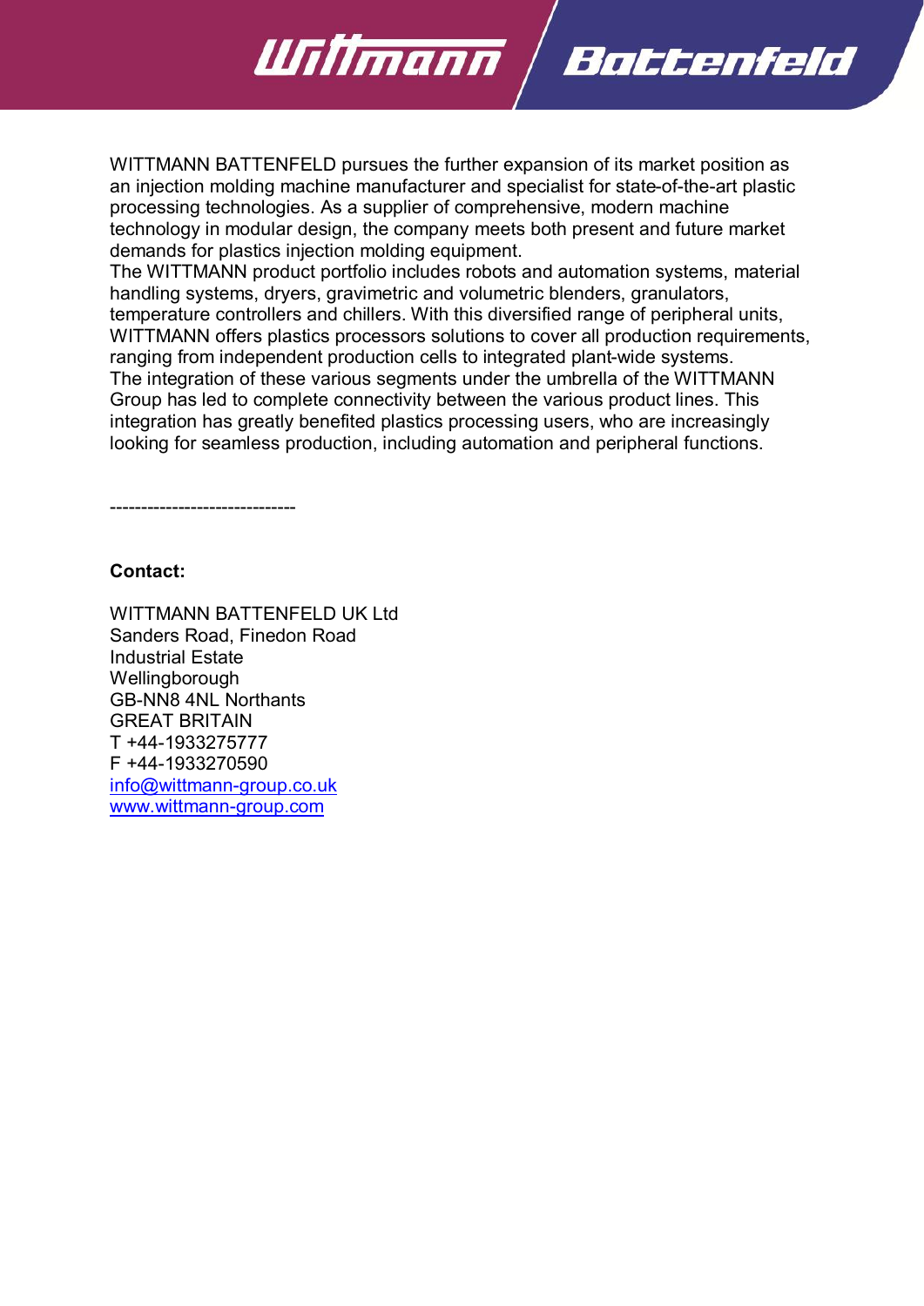WITTMANN BATTENFELD pursues the further expansion of its market position as an injection molding machine manufacturer and specialist for state-of-the-art plastic processing technologies. As a supplier of comprehensive, modern machine technology in modular design, the company meets both present and future market demands for plastics injection molding equipment.
The WITTMANN product portfolio includes robots and automation systems, material handling systems, dryers, gravimetric and volumetric blenders, granulators, temperature controllers and chillers. With this diversified range of peripheral units, WITTMANN offers plastics processors solutions to cover all production requirements, ranging from independent production cells to integrated plant-wide systems.
The integration of these various segments under the umbrella of the WITTMANN Group has led to complete connectivity between the various product lines. This integration has greatly benefited plastics processing users, who are increasingly looking for seamless production, including automation and peripheral functions.

------------------------------

**Contact:**

WITTMANN BATTENFELD UK Ltd
Sanders Road, Finedon Road
Industrial Estate
Wellingborough
GB-NN8 4NL Northants
GREAT BRITAIN
T +44-1933275777
F +44-1933270590
info@wittmann-group.co.uk
www.wittmann-group.com